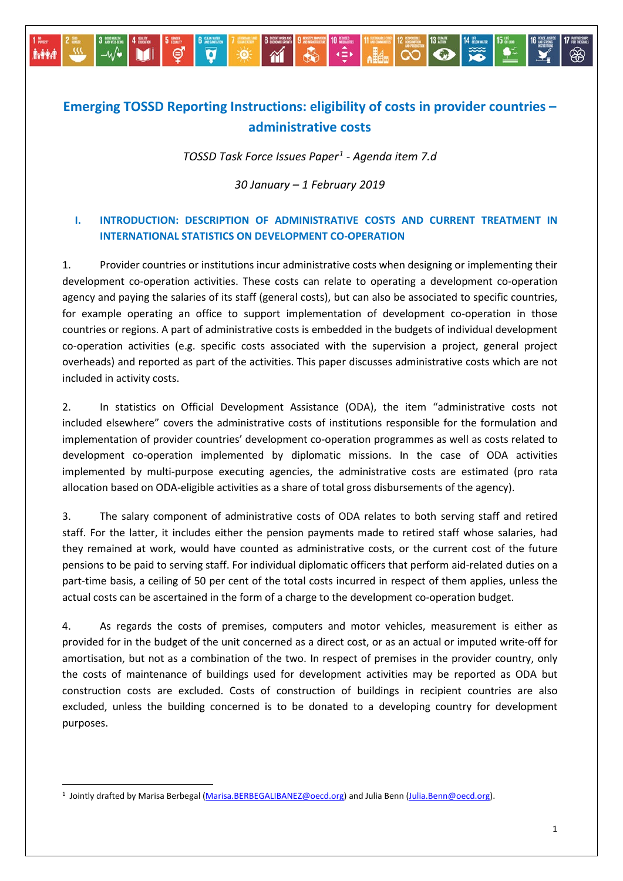# Emerging TOSSD Reporting Instructions: eligibility of costs in provider countries – administrative costs

*TOSSD Task Force Issues Paper[1] - Agenda item 7.d*

*30 January – 1 February 2019*

## I. INTRODUCTION: DESCRIPTION OF ADMINISTRATIVE COSTS AND CURRENT TREATMENT IN INTERNATIONAL STATISTICS ON DEVELOPMENT CO-OPERATION

1. Provider countries or institutions incur administrative costs when designing or implementing their development co-operation activities. These costs can relate to operating a development co-operation agency and paying the salaries of its staff (general costs), but can also be associated to specific countries, for example operating an office to support implementation of development co-operation in those countries or regions. A part of administrative costs is embedded in the budgets of individual development co-operation activities (e.g. specific costs associated with the supervision a project, general project overheads) and reported as part of the activities. This paper discusses administrative costs which are not included in activity costs.

2. In statistics on Official Development Assistance (ODA), the item "administrative costs not included elsewhere" covers the administrative costs of institutions responsible for the formulation and implementation of provider countries' development co-operation programmes as well as costs related to development co-operation implemented by diplomatic missions. In the case of ODA activities implemented by multi-purpose executing agencies, the administrative costs are estimated (pro rata allocation based on ODA-eligible activities as a share of total gross disbursements of the agency).

3. The salary component of administrative costs of ODA relates to both serving staff and retired staff. For the latter, it includes either the pension payments made to retired staff whose salaries, had they remained at work, would have counted as administrative costs, or the current cost of the future pensions to be paid to serving staff. For individual diplomatic officers that perform aid-related duties on a part-time basis, a ceiling of 50 per cent of the total costs incurred in respect of them applies, unless the actual costs can be ascertained in the form of a charge to the development co-operation budget.

4. As regards the costs of premises, computers and motor vehicles, measurement is either as provided for in the budget of the unit concerned as a direct cost, or as an actual or imputed write-off for amortisation, but not as a combination of the two. In respect of premises in the provider country, only the costs of maintenance of buildings used for development activities may be reported as ODA but construction costs are excluded. Costs of construction of buildings in recipient countries are also excluded, unless the building concerned is to be donated to a developing country for development purposes.

---

[1] Jointly drafted by Marisa Berbegal (Marisa.BERBEGALIBANEZ@oecd.org) and Julia Benn (Julia.Benn@oecd.org).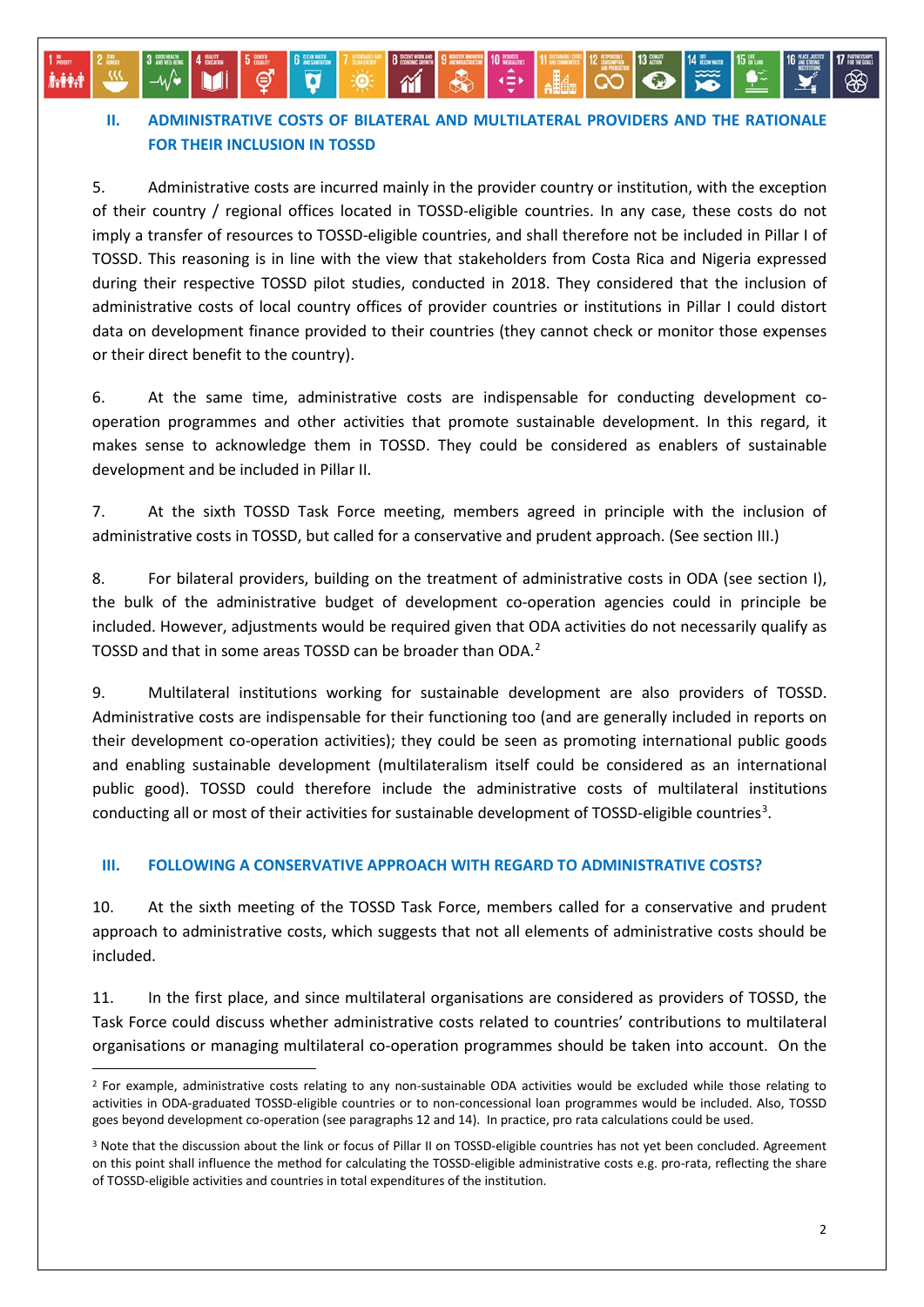## II. ADMINISTRATIVE COSTS OF BILATERAL AND MULTILATERAL PROVIDERS AND THE RATIONALE FOR THEIR INCLUSION IN TOSSD

5. Administrative costs are incurred mainly in the provider country or institution, with the exception of their country / regional offices located in TOSSD-eligible countries. In any case, these costs do not imply a transfer of resources to TOSSD-eligible countries, and shall therefore not be included in Pillar I of TOSSD. This reasoning is in line with the view that stakeholders from Costa Rica and Nigeria expressed during their respective TOSSD pilot studies, conducted in 2018. They considered that the inclusion of administrative costs of local country offices of provider countries or institutions in Pillar I could distort data on development finance provided to their countries (they cannot check or monitor those expenses or their direct benefit to the country).

6. At the same time, administrative costs are indispensable for conducting development co-operation programmes and other activities that promote sustainable development. In this regard, it makes sense to acknowledge them in TOSSD. They could be considered as enablers of sustainable development and be included in Pillar II.

7. At the sixth TOSSD Task Force meeting, members agreed in principle with the inclusion of administrative costs in TOSSD, but called for a conservative and prudent approach. (See section III.)

8. For bilateral providers, building on the treatment of administrative costs in ODA (see section I), the bulk of the administrative budget of development co-operation agencies could in principle be included. However, adjustments would be required given that ODA activities do not necessarily qualify as TOSSD and that in some areas TOSSD can be broader than ODA.[2]

9. Multilateral institutions working for sustainable development are also providers of TOSSD. Administrative costs are indispensable for their functioning too (and are generally included in reports on their development co-operation activities); they could be seen as promoting international public goods and enabling sustainable development (multilateralism itself could be considered as an international public good). TOSSD could therefore include the administrative costs of multilateral institutions conducting all or most of their activities for sustainable development of TOSSD-eligible countries[3].

## III. FOLLOWING A CONSERVATIVE APPROACH WITH REGARD TO ADMINISTRATIVE COSTS?

10. At the sixth meeting of the TOSSD Task Force, members called for a conservative and prudent approach to administrative costs, which suggests that not all elements of administrative costs should be included.

11. In the first place, and since multilateral organisations are considered as providers of TOSSD, the Task Force could discuss whether administrative costs related to countries' contributions to multilateral organisations or managing multilateral co-operation programmes should be taken into account. On the

[2] For example, administrative costs relating to any non-sustainable ODA activities would be excluded while those relating to activities in ODA-graduated TOSSD-eligible countries or to non-concessional loan programmes would be included. Also, TOSSD goes beyond development co-operation (see paragraphs 12 and 14). In practice, pro rata calculations could be used.

[3] Note that the discussion about the link or focus of Pillar II on TOSSD-eligible countries has not yet been concluded. Agreement on this point shall influence the method for calculating the TOSSD-eligible administrative costs e.g. pro-rata, reflecting the share of TOSSD-eligible activities and countries in total expenditures of the institution.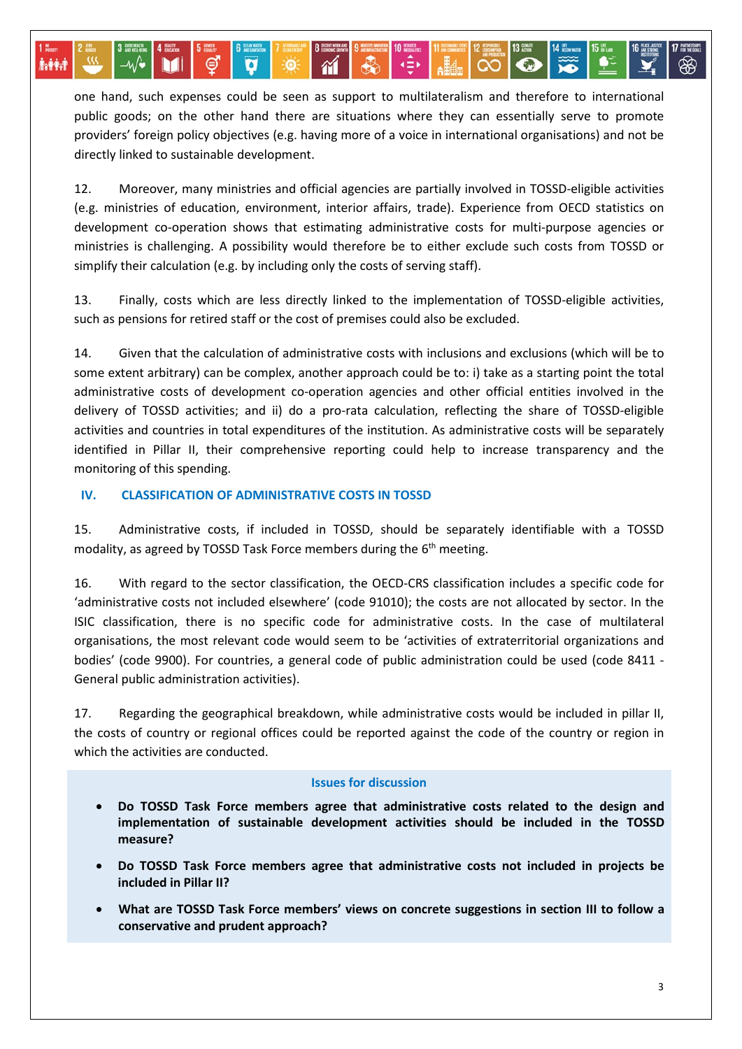one hand, such expenses could be seen as support to multilateralism and therefore to international public goods; on the other hand there are situations where they can essentially serve to promote providers' foreign policy objectives (e.g. having more of a voice in international organisations) and not be directly linked to sustainable development.

12. Moreover, many ministries and official agencies are partially involved in TOSSD-eligible activities (e.g. ministries of education, environment, interior affairs, trade). Experience from OECD statistics on development co-operation shows that estimating administrative costs for multi-purpose agencies or ministries is challenging. A possibility would therefore be to either exclude such costs from TOSSD or simplify their calculation (e.g. by including only the costs of serving staff).

13. Finally, costs which are less directly linked to the implementation of TOSSD-eligible activities, such as pensions for retired staff or the cost of premises could also be excluded.

14. Given that the calculation of administrative costs with inclusions and exclusions (which will be to some extent arbitrary) can be complex, another approach could be to: i) take as a starting point the total administrative costs of development co-operation agencies and other official entities involved in the delivery of TOSSD activities; and ii) do a pro-rata calculation, reflecting the share of TOSSD-eligible activities and countries in total expenditures of the institution. As administrative costs will be separately identified in Pillar II, their comprehensive reporting could help to increase transparency and the monitoring of this spending.

## IV. CLASSIFICATION OF ADMINISTRATIVE COSTS IN TOSSD

15. Administrative costs, if included in TOSSD, should be separately identifiable with a TOSSD modality, as agreed by TOSSD Task Force members during the 6th meeting.

16. With regard to the sector classification, the OECD-CRS classification includes a specific code for 'administrative costs not included elsewhere' (code 91010); the costs are not allocated by sector. In the ISIC classification, there is no specific code for administrative costs. In the case of multilateral organisations, the most relevant code would seem to be 'activities of extraterritorial organizations and bodies' (code 9900). For countries, a general code of public administration could be used (code 8411 - General public administration activities).

17. Regarding the geographical breakdown, while administrative costs would be included in pillar II, the costs of country or regional offices could be reported against the code of the country or region in which the activities are conducted.

### Issues for discussion

- **Do TOSSD Task Force members agree that administrative costs related to the design and implementation of sustainable development activities should be included in the TOSSD measure?**
- **Do TOSSD Task Force members agree that administrative costs not included in projects be included in Pillar II?**
- **What are TOSSD Task Force members' views on concrete suggestions in section III to follow a conservative and prudent approach?**